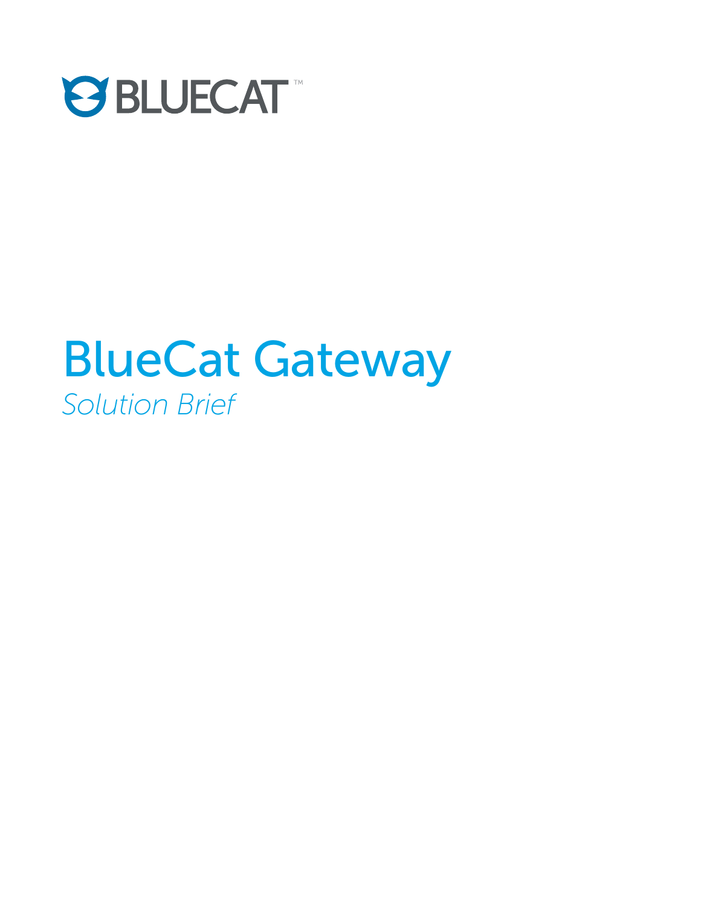BLUECAT™

# BlueCat Gateway

*Solution Brief*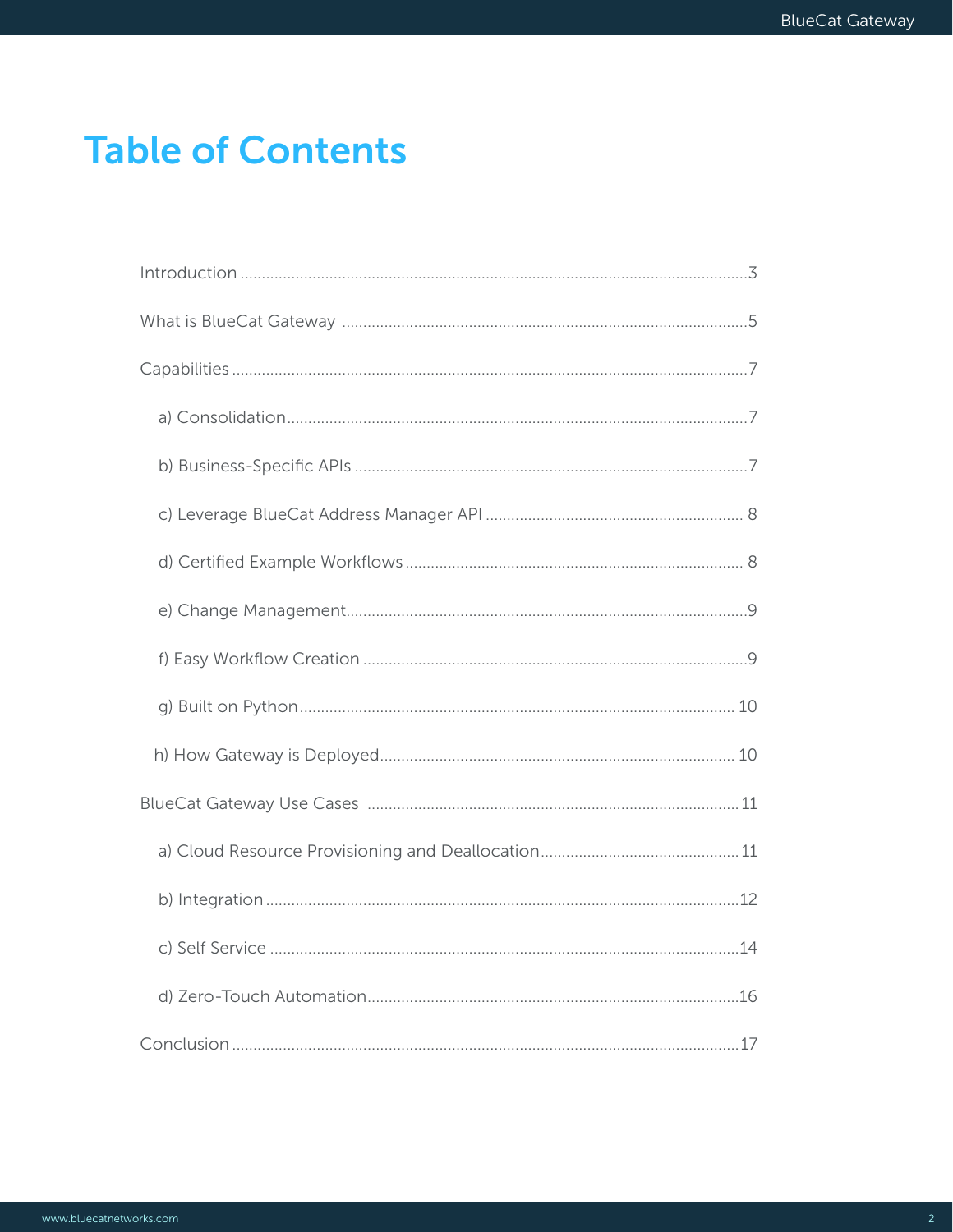# Table of Contents

- Introduction ... 3
- What is BlueCat Gateway ... 5
- Capabilities ... 7
  - a) Consolidation ... 7
  - b) Business-Specific APIs ... 7
  - c) Leverage BlueCat Address Manager API ... 8
  - d) Certified Example Workflows ... 8
  - e) Change Management ... 9
  - f) Easy Workflow Creation ... 9
  - g) Built on Python ... 10
  - h) How Gateway is Deployed ... 10
- BlueCat Gateway Use Cases ... 11
  - a) Cloud Resource Provisioning and Deallocation ... 11
  - b) Integration ... 12
  - c) Self Service ... 14
  - d) Zero-Touch Automation ... 16
- Conclusion ... 17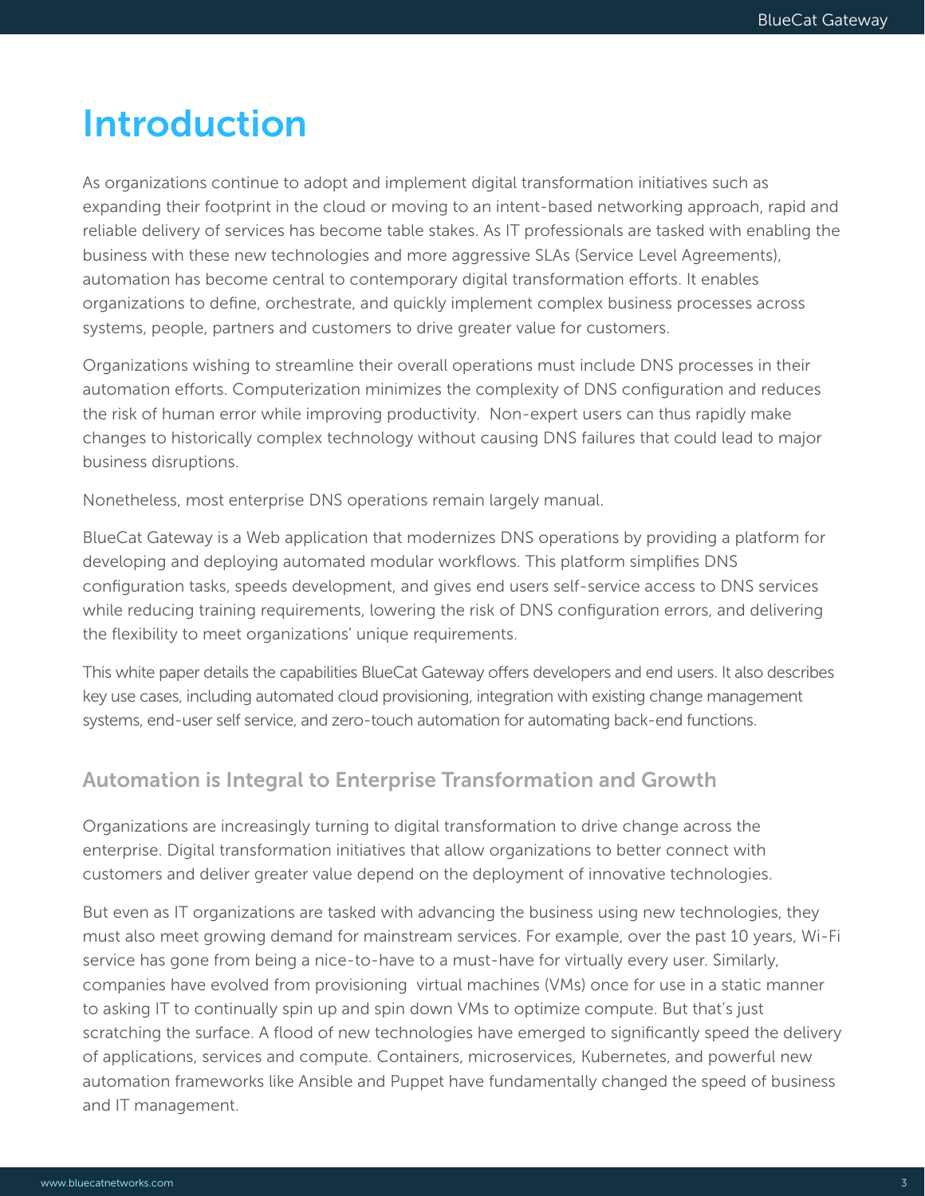# Introduction

As organizations continue to adopt and implement digital transformation initiatives such as expanding their footprint in the cloud or moving to an intent-based networking approach, rapid and reliable delivery of services has become table stakes. As IT professionals are tasked with enabling the business with these new technologies and more aggressive SLAs (Service Level Agreements), automation has become central to contemporary digital transformation efforts. It enables organizations to define, orchestrate, and quickly implement complex business processes across systems, people, partners and customers to drive greater value for customers.

Organizations wishing to streamline their overall operations must include DNS processes in their automation efforts. Computerization minimizes the complexity of DNS configuration and reduces the risk of human error while improving productivity. Non-expert users can thus rapidly make changes to historically complex technology without causing DNS failures that could lead to major business disruptions.

Nonetheless, most enterprise DNS operations remain largely manual.

BlueCat Gateway is a Web application that modernizes DNS operations by providing a platform for developing and deploying automated modular workflows. This platform simplifies DNS configuration tasks, speeds development, and gives end users self-service access to DNS services while reducing training requirements, lowering the risk of DNS configuration errors, and delivering the flexibility to meet organizations' unique requirements.

This white paper details the capabilities BlueCat Gateway offers developers and end users. It also describes key use cases, including automated cloud provisioning, integration with existing change management systems, end-user self service, and zero-touch automation for automating back-end functions.

## Automation is Integral to Enterprise Transformation and Growth

Organizations are increasingly turning to digital transformation to drive change across the enterprise. Digital transformation initiatives that allow organizations to better connect with customers and deliver greater value depend on the deployment of innovative technologies.

But even as IT organizations are tasked with advancing the business using new technologies, they must also meet growing demand for mainstream services. For example, over the past 10 years, Wi-Fi service has gone from being a nice-to-have to a must-have for virtually every user. Similarly, companies have evolved from provisioning virtual machines (VMs) once for use in a static manner to asking IT to continually spin up and spin down VMs to optimize compute. But that's just scratching the surface. A flood of new technologies have emerged to significantly speed the delivery of applications, services and compute. Containers, microservices, Kubernetes, and powerful new automation frameworks like Ansible and Puppet have fundamentally changed the speed of business and IT management.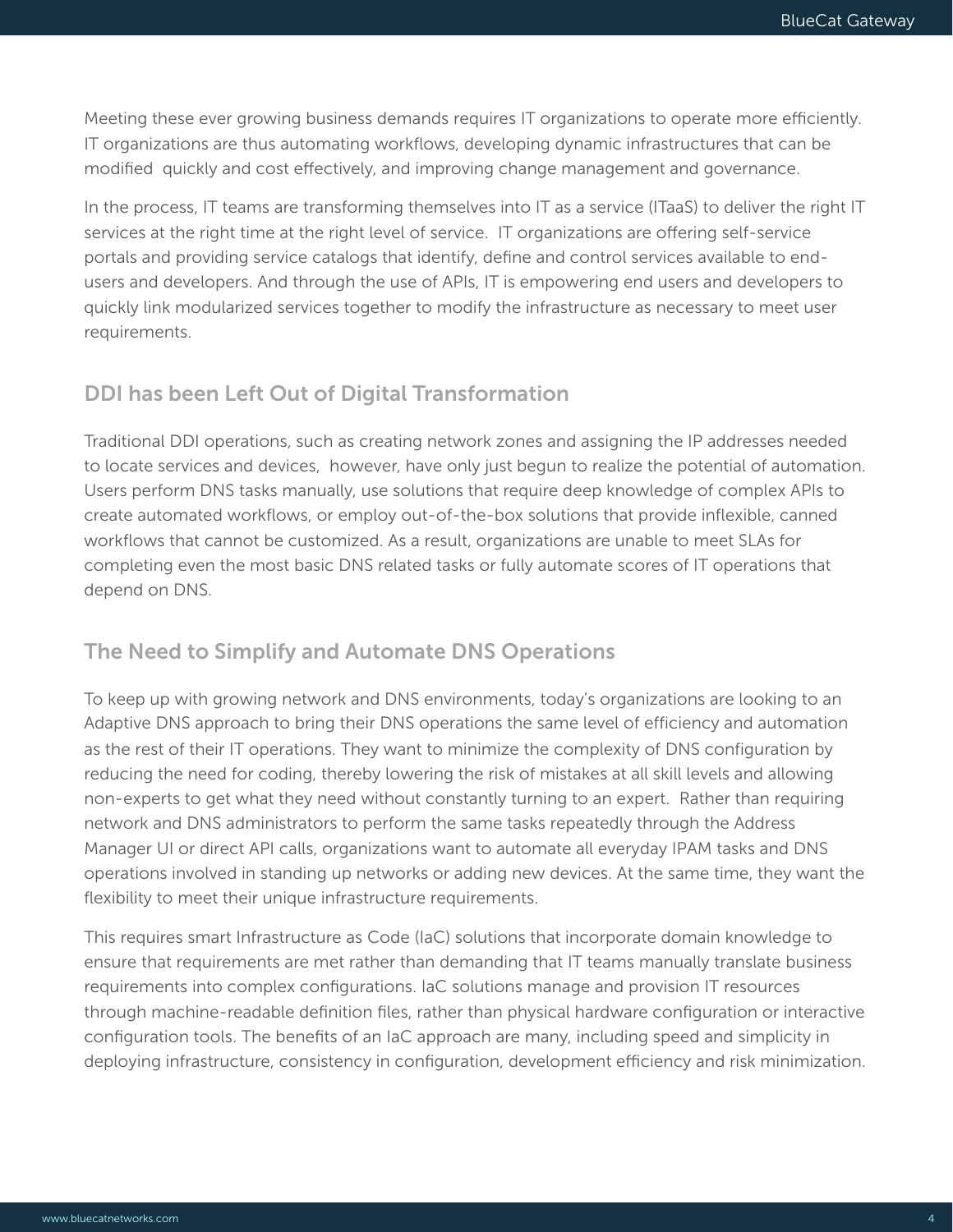Meeting these ever growing business demands requires IT organizations to operate more efficiently. IT organizations are thus automating workflows, developing dynamic infrastructures that can be modified quickly and cost effectively, and improving change management and governance.

In the process, IT teams are transforming themselves into IT as a service (ITaaS) to deliver the right IT services at the right time at the right level of service. IT organizations are offering self-service portals and providing service catalogs that identify, define and control services available to end-users and developers. And through the use of APIs, IT is empowering end users and developers to quickly link modularized services together to modify the infrastructure as necessary to meet user requirements.

## DDI has been Left Out of Digital Transformation

Traditional DDI operations, such as creating network zones and assigning the IP addresses needed to locate services and devices, however, have only just begun to realize the potential of automation. Users perform DNS tasks manually, use solutions that require deep knowledge of complex APIs to create automated workflows, or employ out-of-the-box solutions that provide inflexible, canned workflows that cannot be customized. As a result, organizations are unable to meet SLAs for completing even the most basic DNS related tasks or fully automate scores of IT operations that depend on DNS.

## The Need to Simplify and Automate DNS Operations

To keep up with growing network and DNS environments, today's organizations are looking to an Adaptive DNS approach to bring their DNS operations the same level of efficiency and automation as the rest of their IT operations. They want to minimize the complexity of DNS configuration by reducing the need for coding, thereby lowering the risk of mistakes at all skill levels and allowing non-experts to get what they need without constantly turning to an expert. Rather than requiring network and DNS administrators to perform the same tasks repeatedly through the Address Manager UI or direct API calls, organizations want to automate all everyday IPAM tasks and DNS operations involved in standing up networks or adding new devices. At the same time, they want the flexibility to meet their unique infrastructure requirements.

This requires smart Infrastructure as Code (IaC) solutions that incorporate domain knowledge to ensure that requirements are met rather than demanding that IT teams manually translate business requirements into complex configurations. IaC solutions manage and provision IT resources through machine-readable definition files, rather than physical hardware configuration or interactive configuration tools. The benefits of an IaC approach are many, including speed and simplicity in deploying infrastructure, consistency in configuration, development efficiency and risk minimization.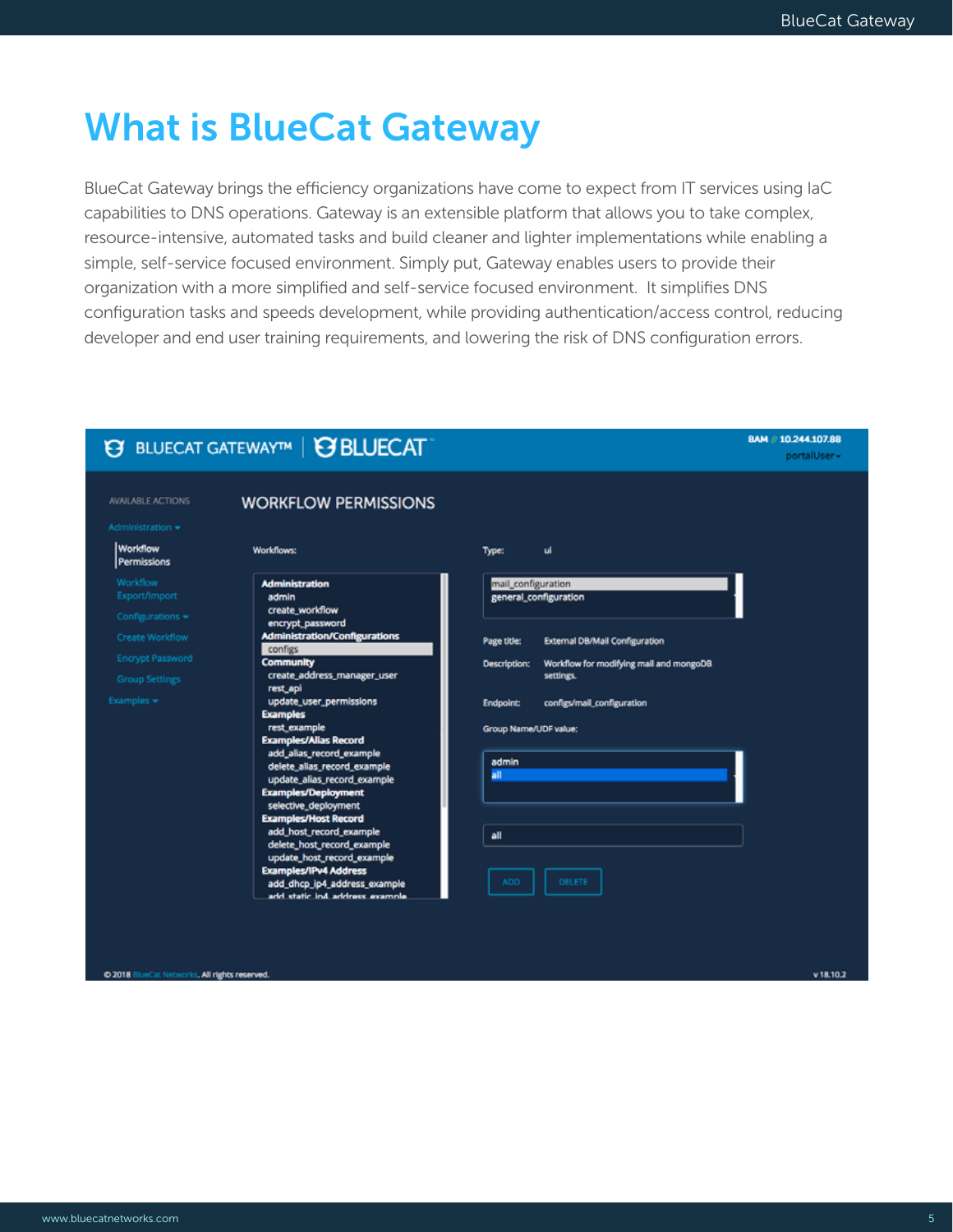# What is BlueCat Gateway

BlueCat Gateway brings the efficiency organizations have come to expect from IT services using IaC capabilities to DNS operations. Gateway is an extensible platform that allows you to take complex, resource-intensive, automated tasks and build cleaner and lighter implementations while enabling a simple, self-service focused environment. Simply put, Gateway enables users to provide their organization with a more simplified and self-service focused environment. It simplifies DNS configuration tasks and speeds development, while providing authentication/access control, reducing developer and end user training requirements, and lowering the risk of DNS configuration errors.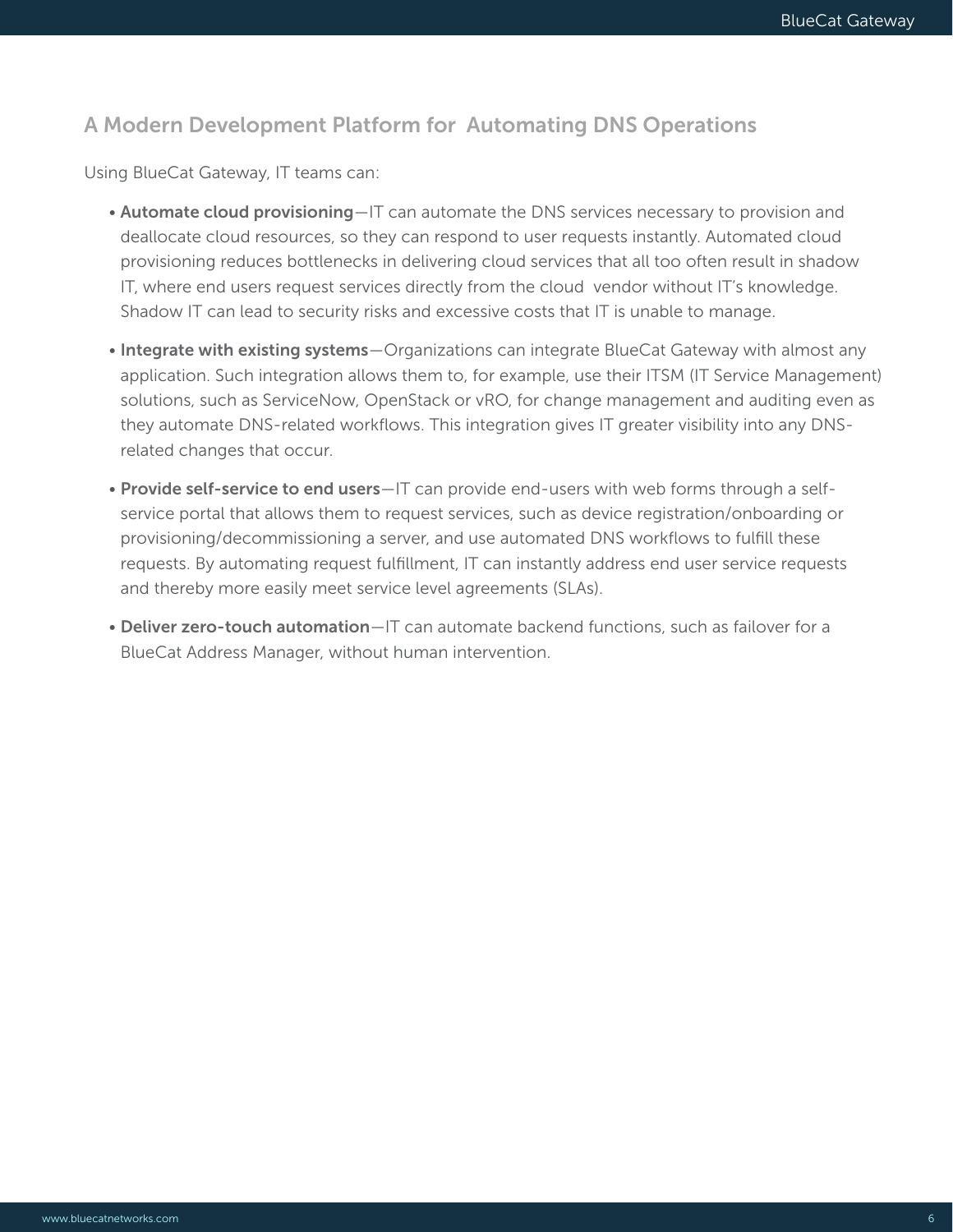## A Modern Development Platform for Automating DNS Operations

Using BlueCat Gateway, IT teams can:

- **Automate cloud provisioning**—IT can automate the DNS services necessary to provision and deallocate cloud resources, so they can respond to user requests instantly. Automated cloud provisioning reduces bottlenecks in delivering cloud services that all too often result in shadow IT, where end users request services directly from the cloud vendor without IT's knowledge. Shadow IT can lead to security risks and excessive costs that IT is unable to manage.
- **Integrate with existing systems**—Organizations can integrate BlueCat Gateway with almost any application. Such integration allows them to, for example, use their ITSM (IT Service Management) solutions, such as ServiceNow, OpenStack or vRO, for change management and auditing even as they automate DNS-related workflows. This integration gives IT greater visibility into any DNS-related changes that occur.
- **Provide self-service to end users**—IT can provide end-users with web forms through a self-service portal that allows them to request services, such as device registration/onboarding or provisioning/decommissioning a server, and use automated DNS workflows to fulfill these requests. By automating request fulfillment, IT can instantly address end user service requests and thereby more easily meet service level agreements (SLAs).
- **Deliver zero-touch automation**—IT can automate backend functions, such as failover for a BlueCat Address Manager, without human intervention.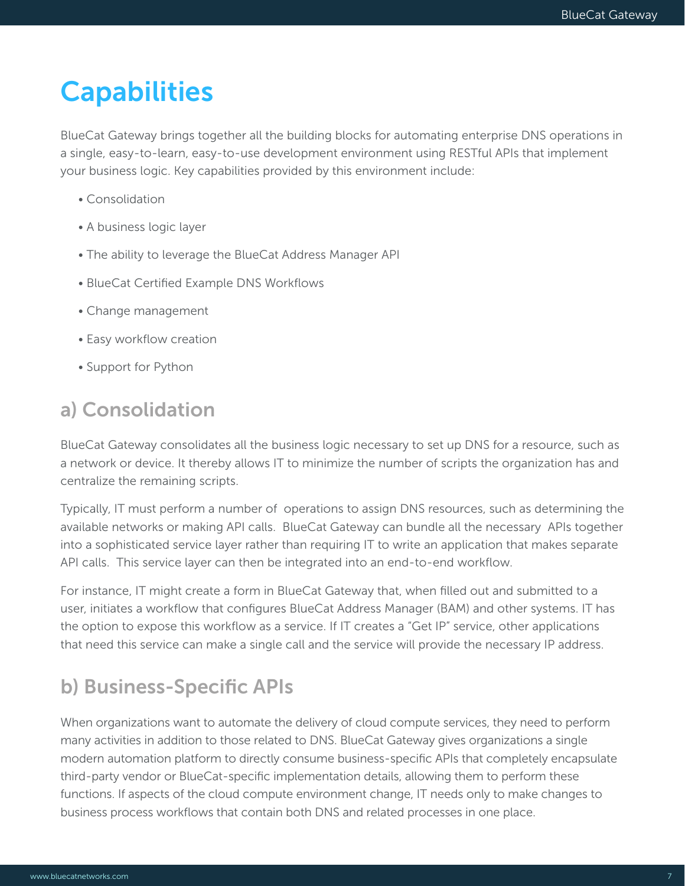# Capabilities

BlueCat Gateway brings together all the building blocks for automating enterprise DNS operations in a single, easy-to-learn, easy-to-use development environment using RESTful APIs that implement your business logic. Key capabilities provided by this environment include:

- Consolidation
- A business logic layer
- The ability to leverage the BlueCat Address Manager API
- BlueCat Certified Example DNS Workflows
- Change management
- Easy workflow creation
- Support for Python

## a) Consolidation

BlueCat Gateway consolidates all the business logic necessary to set up DNS for a resource, such as a network or device. It thereby allows IT to minimize the number of scripts the organization has and centralize the remaining scripts.

Typically, IT must perform a number of operations to assign DNS resources, such as determining the available networks or making API calls. BlueCat Gateway can bundle all the necessary APIs together into a sophisticated service layer rather than requiring IT to write an application that makes separate API calls. This service layer can then be integrated into an end-to-end workflow.

For instance, IT might create a form in BlueCat Gateway that, when filled out and submitted to a user, initiates a workflow that configures BlueCat Address Manager (BAM) and other systems. IT has the option to expose this workflow as a service. If IT creates a "Get IP" service, other applications that need this service can make a single call and the service will provide the necessary IP address.

## b) Business-Specific APIs

When organizations want to automate the delivery of cloud compute services, they need to perform many activities in addition to those related to DNS. BlueCat Gateway gives organizations a single modern automation platform to directly consume business-specific APIs that completely encapsulate third-party vendor or BlueCat-specific implementation details, allowing them to perform these functions. If aspects of the cloud compute environment change, IT needs only to make changes to business process workflows that contain both DNS and related processes in one place.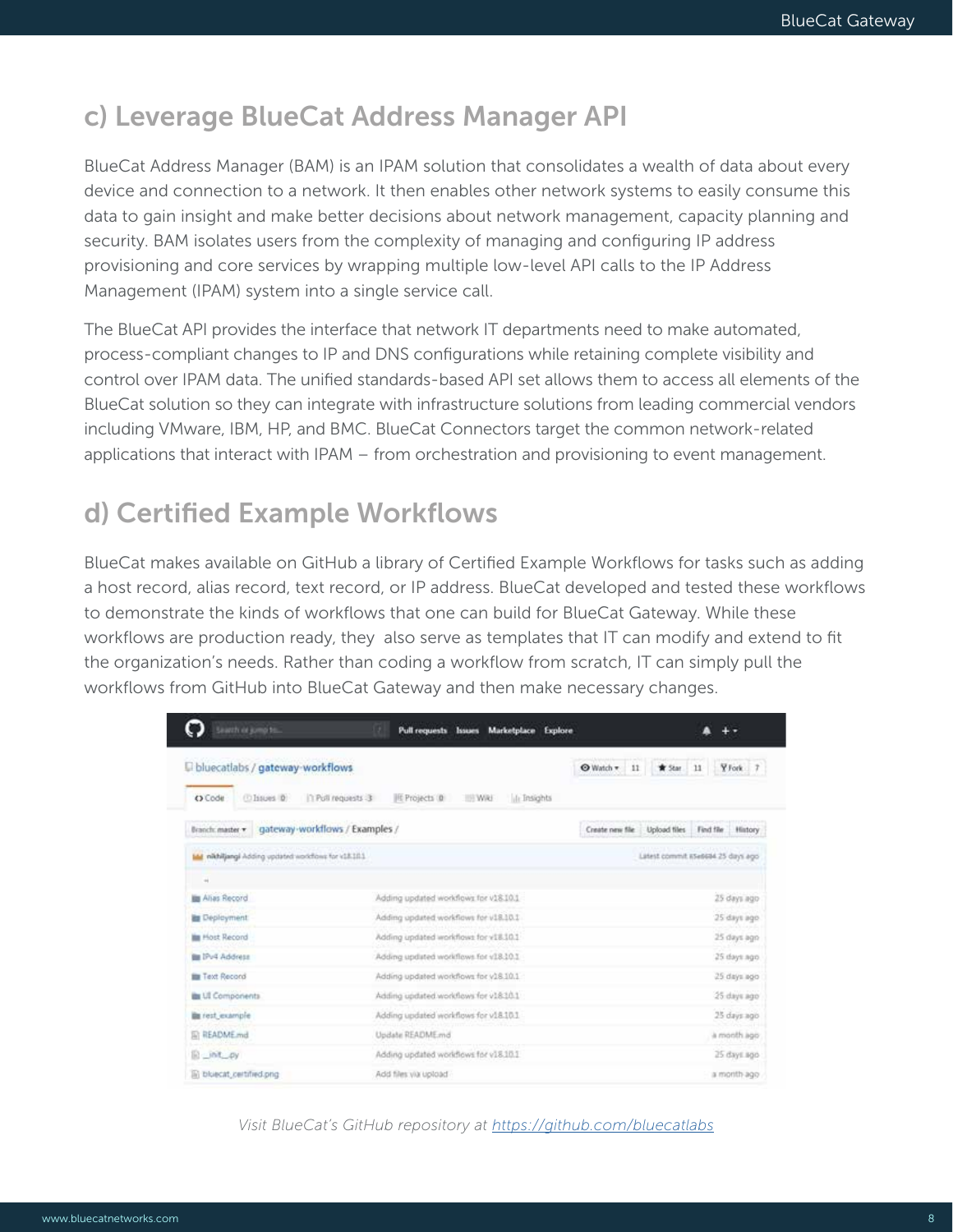## c) Leverage BlueCat Address Manager API

BlueCat Address Manager (BAM) is an IPAM solution that consolidates a wealth of data about every device and connection to a network. It then enables other network systems to easily consume this data to gain insight and make better decisions about network management, capacity planning and security. BAM isolates users from the complexity of managing and configuring IP address provisioning and core services by wrapping multiple low-level API calls to the IP Address Management (IPAM) system into a single service call.

The BlueCat API provides the interface that network IT departments need to make automated, process-compliant changes to IP and DNS configurations while retaining complete visibility and control over IPAM data. The unified standards-based API set allows them to access all elements of the BlueCat solution so they can integrate with infrastructure solutions from leading commercial vendors including VMware, IBM, HP, and BMC. BlueCat Connectors target the common network-related applications that interact with IPAM – from orchestration and provisioning to event management.

## d) Certified Example Workflows

BlueCat makes available on GitHub a library of Certified Example Workflows for tasks such as adding a host record, alias record, text record, or IP address. BlueCat developed and tested these workflows to demonstrate the kinds of workflows that one can build for BlueCat Gateway. While these workflows are production ready, they also serve as templates that IT can modify and extend to fit the organization's needs. Rather than coding a workflow from scratch, IT can simply pull the workflows from GitHub into BlueCat Gateway and then make necessary changes.

*Visit BlueCat's GitHub repository at https://github.com/bluecatlabs*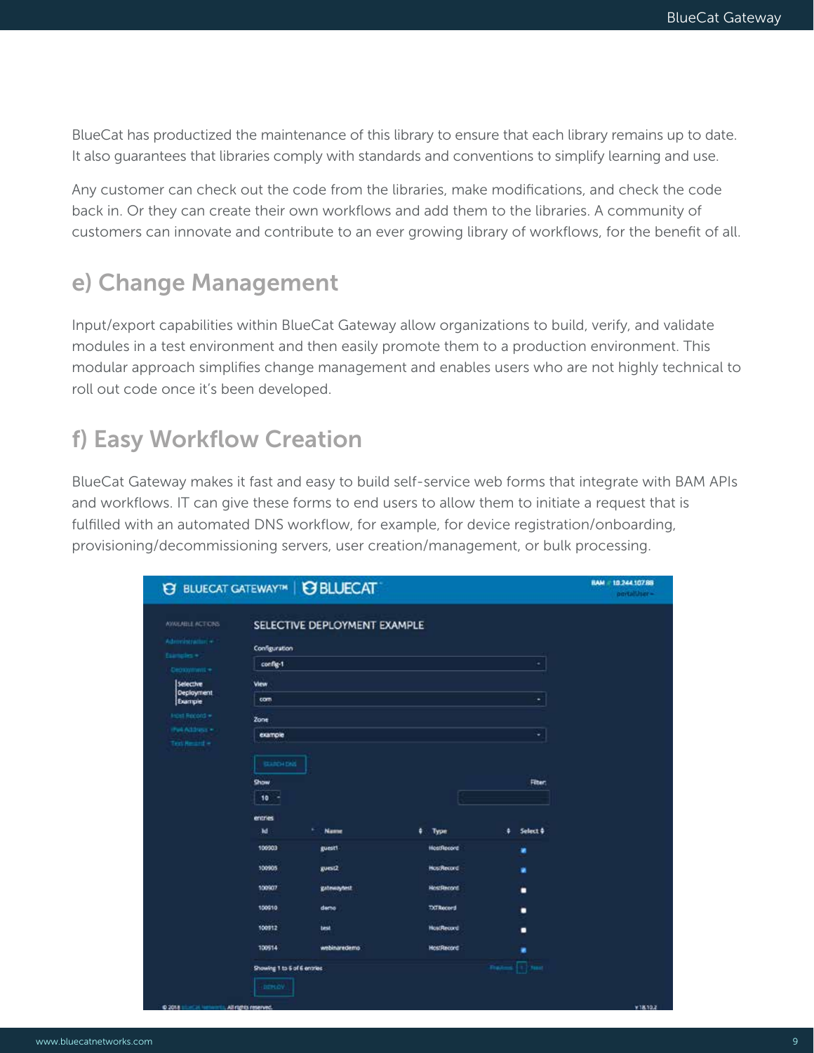BlueCat has productized the maintenance of this library to ensure that each library remains up to date. It also guarantees that libraries comply with standards and conventions to simplify learning and use.

Any customer can check out the code from the libraries, make modifications, and check the code back in. Or they can create their own workflows and add them to the libraries. A community of customers can innovate and contribute to an ever growing library of workflows, for the benefit of all.

## e) Change Management

Input/export capabilities within BlueCat Gateway allow organizations to build, verify, and validate modules in a test environment and then easily promote them to a production environment. This modular approach simplifies change management and enables users who are not highly technical to roll out code once it's been developed.

## f) Easy Workflow Creation

BlueCat Gateway makes it fast and easy to build self-service web forms that integrate with BAM APIs and workflows. IT can give these forms to end users to allow them to initiate a request that is fulfilled with an automated DNS workflow, for example, for device registration/onboarding, provisioning/decommissioning servers, user creation/management, or bulk processing.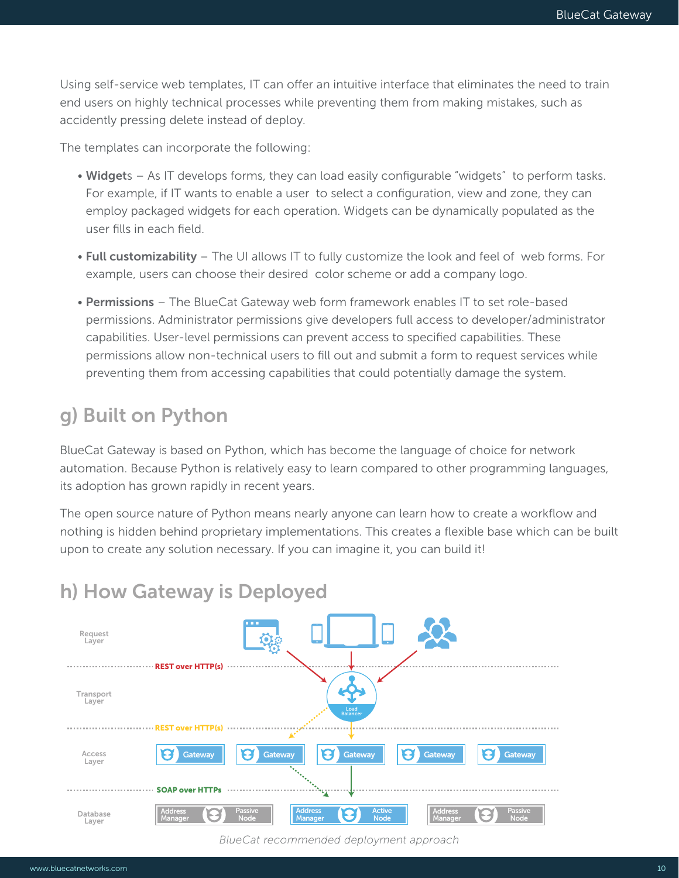Using self-service web templates, IT can offer an intuitive interface that eliminates the need to train end users on highly technical processes while preventing them from making mistakes, such as accidently pressing delete instead of deploy.

The templates can incorporate the following:

- **Widget**s – As IT develops forms, they can load easily configurable "widgets" to perform tasks. For example, if IT wants to enable a user to select a configuration, view and zone, they can employ packaged widgets for each operation. Widgets can be dynamically populated as the user fills in each field.
- **Full customizability** – The UI allows IT to fully customize the look and feel of web forms. For example, users can choose their desired color scheme or add a company logo.
- **Permissions** – The BlueCat Gateway web form framework enables IT to set role-based permissions. Administrator permissions give developers full access to developer/administrator capabilities. User-level permissions can prevent access to specified capabilities. These permissions allow non-technical users to fill out and submit a form to request services while preventing them from accessing capabilities that could potentially damage the system.

## g) Built on Python

BlueCat Gateway is based on Python, which has become the language of choice for network automation. Because Python is relatively easy to learn compared to other programming languages, its adoption has grown rapidly in recent years.

The open source nature of Python means nearly anyone can learn how to create a workflow and nothing is hidden behind proprietary implementations. This creates a flexible base which can be built upon to create any solution necessary. If you can imagine it, you can build it!

## h) How Gateway is Deployed

Request Layer

REST over HTTP(s)

Transport Layer

Load Balancer

REST over HTTP(s)

Access Layer

Gateway | Gateway | Gateway | Gateway | Gateway

SOAP over HTTPs

Database Layer

Address Manager Passive Node | Address Manager Active Node | Address Manager Passive Node

*BlueCat recommended deployment approach*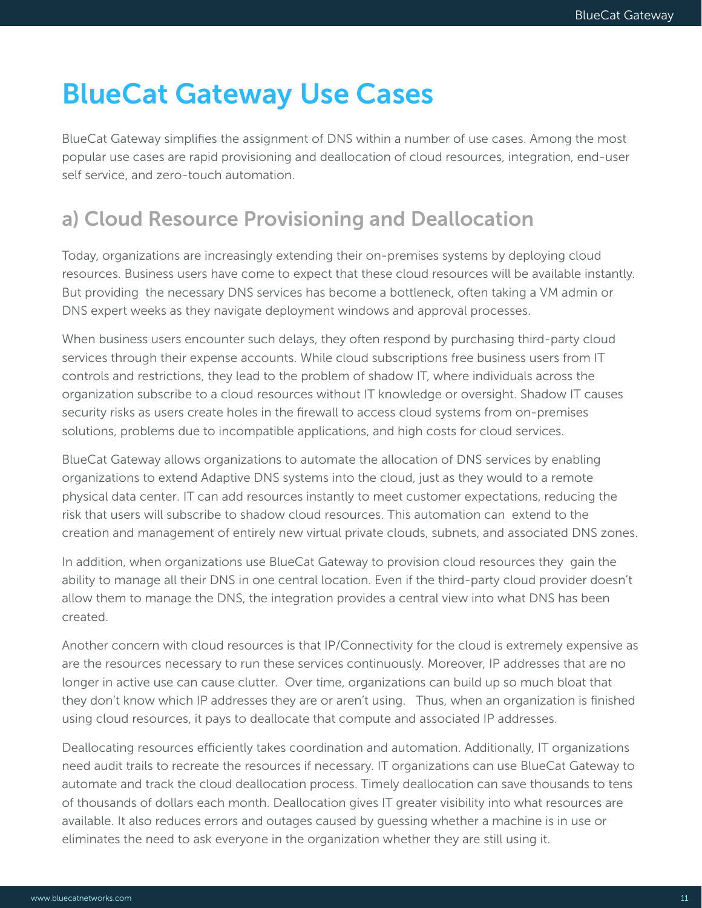# BlueCat Gateway Use Cases

BlueCat Gateway simplifies the assignment of DNS within a number of use cases. Among the most popular use cases are rapid provisioning and deallocation of cloud resources, integration, end-user self service, and zero-touch automation.

## a) Cloud Resource Provisioning and Deallocation

Today, organizations are increasingly extending their on-premises systems by deploying cloud resources. Business users have come to expect that these cloud resources will be available instantly. But providing the necessary DNS services has become a bottleneck, often taking a VM admin or DNS expert weeks as they navigate deployment windows and approval processes.

When business users encounter such delays, they often respond by purchasing third-party cloud services through their expense accounts. While cloud subscriptions free business users from IT controls and restrictions, they lead to the problem of shadow IT, where individuals across the organization subscribe to a cloud resources without IT knowledge or oversight. Shadow IT causes security risks as users create holes in the firewall to access cloud systems from on-premises solutions, problems due to incompatible applications, and high costs for cloud services.

BlueCat Gateway allows organizations to automate the allocation of DNS services by enabling organizations to extend Adaptive DNS systems into the cloud, just as they would to a remote physical data center. IT can add resources instantly to meet customer expectations, reducing the risk that users will subscribe to shadow cloud resources. This automation can extend to the creation and management of entirely new virtual private clouds, subnets, and associated DNS zones.

In addition, when organizations use BlueCat Gateway to provision cloud resources they gain the ability to manage all their DNS in one central location. Even if the third-party cloud provider doesn't allow them to manage the DNS, the integration provides a central view into what DNS has been created.

Another concern with cloud resources is that IP/Connectivity for the cloud is extremely expensive as are the resources necessary to run these services continuously. Moreover, IP addresses that are no longer in active use can cause clutter. Over time, organizations can build up so much bloat that they don't know which IP addresses they are or aren't using. Thus, when an organization is finished using cloud resources, it pays to deallocate that compute and associated IP addresses.

Deallocating resources efficiently takes coordination and automation. Additionally, IT organizations need audit trails to recreate the resources if necessary. IT organizations can use BlueCat Gateway to automate and track the cloud deallocation process. Timely deallocation can save thousands to tens of thousands of dollars each month. Deallocation gives IT greater visibility into what resources are available. It also reduces errors and outages caused by guessing whether a machine is in use or eliminates the need to ask everyone in the organization whether they are still using it.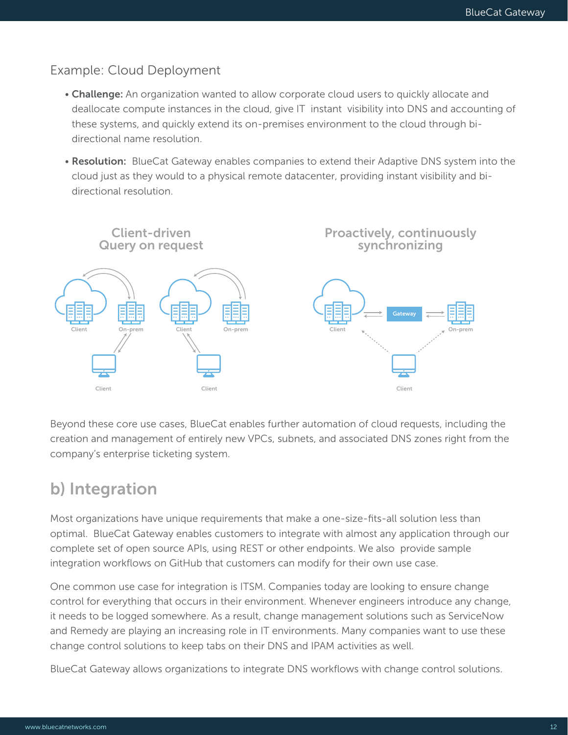## Example: Cloud Deployment

- **Challenge:** An organization wanted to allow corporate cloud users to quickly allocate and deallocate compute instances in the cloud, give IT instant visibility into DNS and accounting of these systems, and quickly extend its on-premises environment to the cloud through bi-directional name resolution.
- **Resolution:** BlueCat Gateway enables companies to extend their Adaptive DNS system into the cloud just as they would to a physical remote datacenter, providing instant visibility and bi-directional resolution.

Client-driven Query on request

Proactively, continuously synchronizing

Client | On-prem | Client | On-prem | Client | Gateway | On-prem

Client | Client | Client

Beyond these core use cases, BlueCat enables further automation of cloud requests, including the creation and management of entirely new VPCs, subnets, and associated DNS zones right from the company's enterprise ticketing system.

## b) Integration

Most organizations have unique requirements that make a one-size-fits-all solution less than optimal. BlueCat Gateway enables customers to integrate with almost any application through our complete set of open source APIs, using REST or other endpoints. We also provide sample integration workflows on GitHub that customers can modify for their own use case.

One common use case for integration is ITSM. Companies today are looking to ensure change control for everything that occurs in their environment. Whenever engineers introduce any change, it needs to be logged somewhere. As a result, change management solutions such as ServiceNow and Remedy are playing an increasing role in IT environments. Many companies want to use these change control solutions to keep tabs on their DNS and IPAM activities as well.

BlueCat Gateway allows organizations to integrate DNS workflows with change control solutions.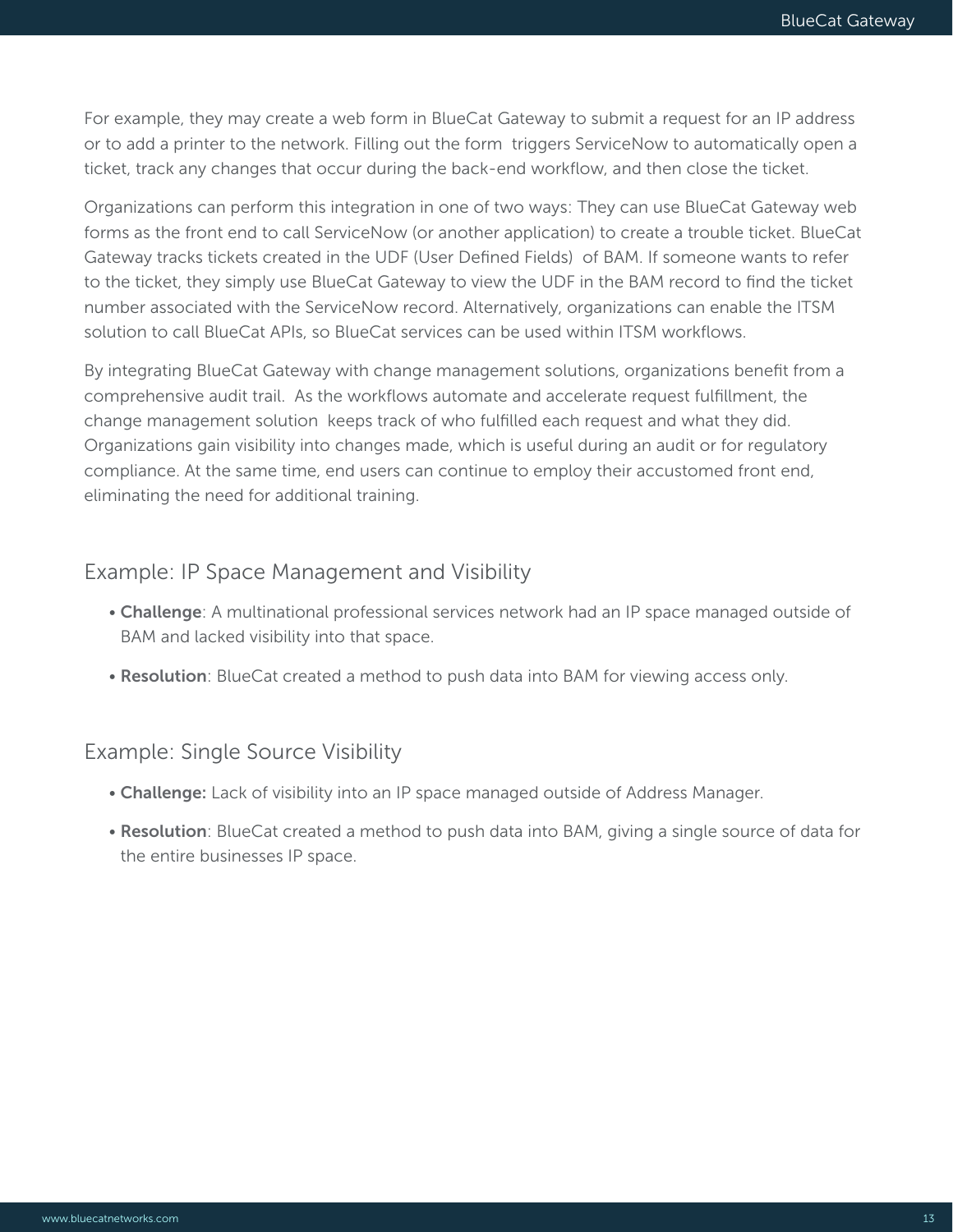For example, they may create a web form in BlueCat Gateway to submit a request for an IP address or to add a printer to the network. Filling out the form triggers ServiceNow to automatically open a ticket, track any changes that occur during the back-end workflow, and then close the ticket.

Organizations can perform this integration in one of two ways: They can use BlueCat Gateway web forms as the front end to call ServiceNow (or another application) to create a trouble ticket. BlueCat Gateway tracks tickets created in the UDF (User Defined Fields) of BAM. If someone wants to refer to the ticket, they simply use BlueCat Gateway to view the UDF in the BAM record to find the ticket number associated with the ServiceNow record. Alternatively, organizations can enable the ITSM solution to call BlueCat APIs, so BlueCat services can be used within ITSM workflows.

By integrating BlueCat Gateway with change management solutions, organizations benefit from a comprehensive audit trail. As the workflows automate and accelerate request fulfillment, the change management solution keeps track of who fulfilled each request and what they did. Organizations gain visibility into changes made, which is useful during an audit or for regulatory compliance. At the same time, end users can continue to employ their accustomed front end, eliminating the need for additional training.

## Example: IP Space Management and Visibility

- **Challenge**: A multinational professional services network had an IP space managed outside of BAM and lacked visibility into that space.
- **Resolution**: BlueCat created a method to push data into BAM for viewing access only.

## Example: Single Source Visibility

- **Challenge:** Lack of visibility into an IP space managed outside of Address Manager.
- **Resolution**: BlueCat created a method to push data into BAM, giving a single source of data for the entire businesses IP space.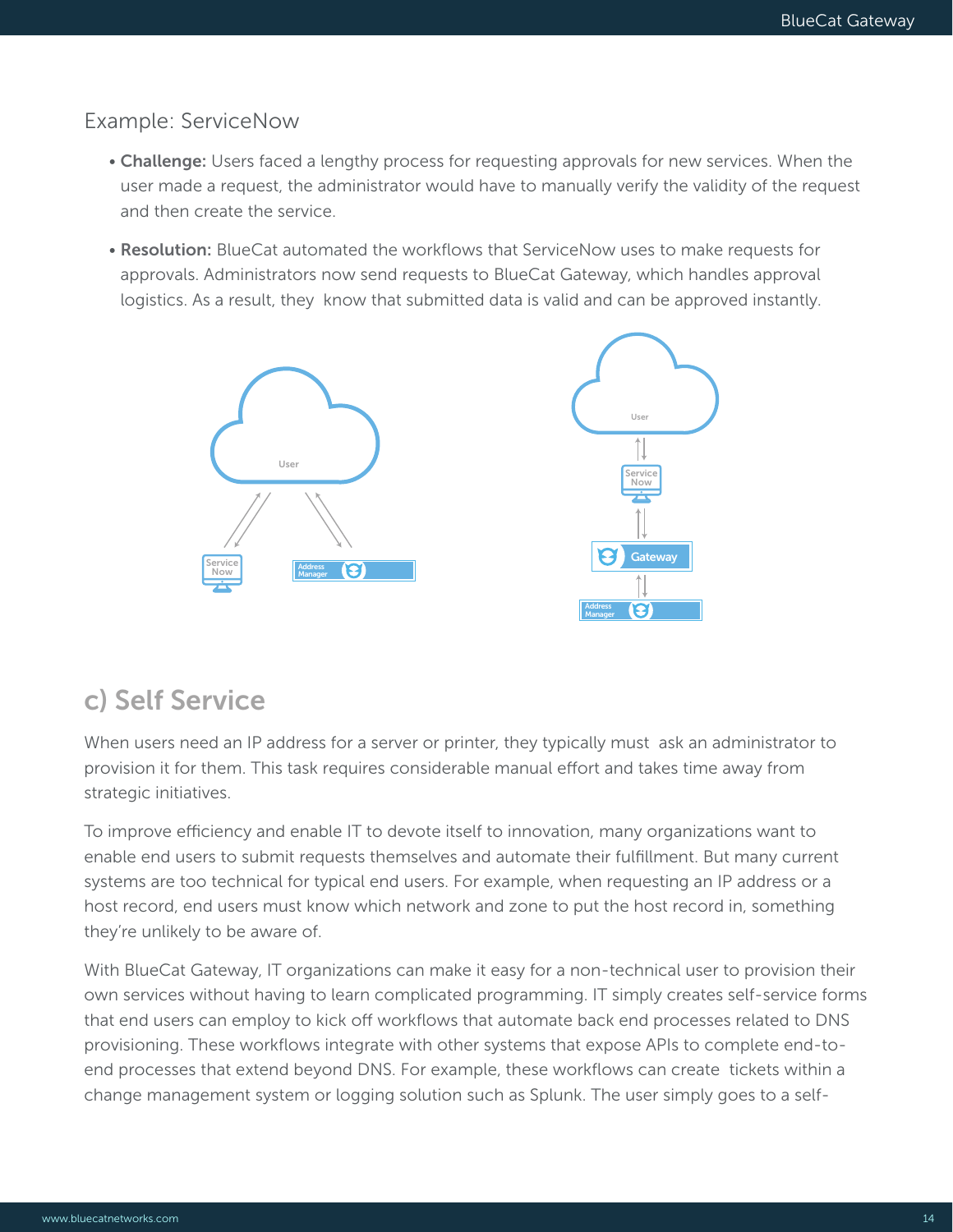## Example: ServiceNow

- **Challenge:** Users faced a lengthy process for requesting approvals for new services. When the user made a request, the administrator would have to manually verify the validity of the request and then create the service.
- **Resolution:** BlueCat automated the workflows that ServiceNow uses to make requests for approvals. Administrators now send requests to BlueCat Gateway, which handles approval logistics. As a result, they know that submitted data is valid and can be approved instantly.

## c) Self Service

When users need an IP address for a server or printer, they typically must ask an administrator to provision it for them. This task requires considerable manual effort and takes time away from strategic initiatives.

To improve efficiency and enable IT to devote itself to innovation, many organizations want to enable end users to submit requests themselves and automate their fulfillment. But many current systems are too technical for typical end users. For example, when requesting an IP address or a host record, end users must know which network and zone to put the host record in, something they're unlikely to be aware of.

With BlueCat Gateway, IT organizations can make it easy for a non-technical user to provision their own services without having to learn complicated programming. IT simply creates self-service forms that end users can employ to kick off workflows that automate back end processes related to DNS provisioning. These workflows integrate with other systems that expose APIs to complete end-to-end processes that extend beyond DNS. For example, these workflows can create tickets within a change management system or logging solution such as Splunk. The user simply goes to a self-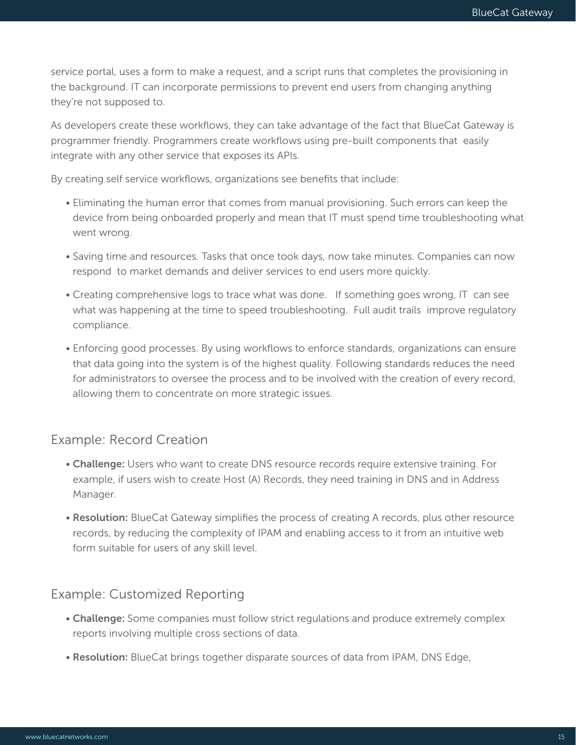service portal, uses a form to make a request, and a script runs that completes the provisioning in the background. IT can incorporate permissions to prevent end users from changing anything they're not supposed to.

As developers create these workflows, they can take advantage of the fact that BlueCat Gateway is programmer friendly. Programmers create workflows using pre-built components that easily integrate with any other service that exposes its APIs.

By creating self service workflows, organizations see benefits that include:

- Eliminating the human error that comes from manual provisioning. Such errors can keep the device from being onboarded properly and mean that IT must spend time troubleshooting what went wrong.
- Saving time and resources. Tasks that once took days, now take minutes. Companies can now respond to market demands and deliver services to end users more quickly.
- Creating comprehensive logs to trace what was done. If something goes wrong, IT can see what was happening at the time to speed troubleshooting. Full audit trails improve regulatory compliance.
- Enforcing good processes. By using workflows to enforce standards, organizations can ensure that data going into the system is of the highest quality. Following standards reduces the need for administrators to oversee the process and to be involved with the creation of every record, allowing them to concentrate on more strategic issues.

## Example: Record Creation

- **Challenge:** Users who want to create DNS resource records require extensive training. For example, if users wish to create Host (A) Records, they need training in DNS and in Address Manager.
- **Resolution:** BlueCat Gateway simplifies the process of creating A records, plus other resource records, by reducing the complexity of IPAM and enabling access to it from an intuitive web form suitable for users of any skill level.

## Example: Customized Reporting

- **Challenge:** Some companies must follow strict regulations and produce extremely complex reports involving multiple cross sections of data.
- **Resolution:** BlueCat brings together disparate sources of data from IPAM, DNS Edge,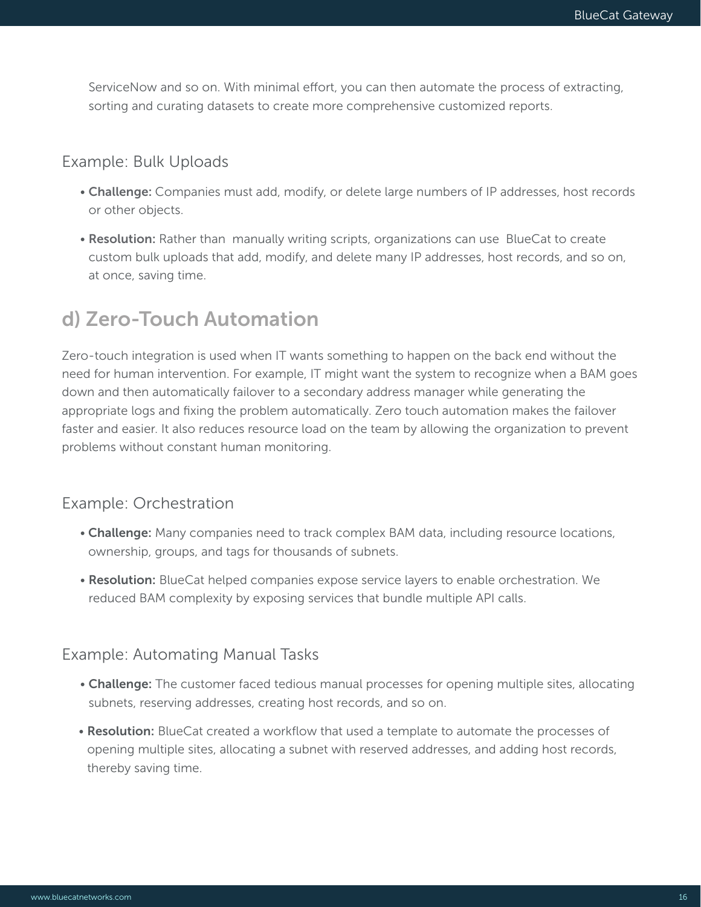ServiceNow and so on. With minimal effort, you can then automate the process of extracting, sorting and curating datasets to create more comprehensive customized reports.

### Example: Bulk Uploads

- **Challenge:** Companies must add, modify, or delete large numbers of IP addresses, host records or other objects.
- **Resolution:** Rather than manually writing scripts, organizations can use BlueCat to create custom bulk uploads that add, modify, and delete many IP addresses, host records, and so on, at once, saving time.

## d) Zero-Touch Automation

Zero-touch integration is used when IT wants something to happen on the back end without the need for human intervention. For example, IT might want the system to recognize when a BAM goes down and then automatically failover to a secondary address manager while generating the appropriate logs and fixing the problem automatically. Zero touch automation makes the failover faster and easier. It also reduces resource load on the team by allowing the organization to prevent problems without constant human monitoring.

### Example: Orchestration

- **Challenge:** Many companies need to track complex BAM data, including resource locations, ownership, groups, and tags for thousands of subnets.
- **Resolution:** BlueCat helped companies expose service layers to enable orchestration. We reduced BAM complexity by exposing services that bundle multiple API calls.

### Example: Automating Manual Tasks

- **Challenge:** The customer faced tedious manual processes for opening multiple sites, allocating subnets, reserving addresses, creating host records, and so on.
- **Resolution:** BlueCat created a workflow that used a template to automate the processes of opening multiple sites, allocating a subnet with reserved addresses, and adding host records, thereby saving time.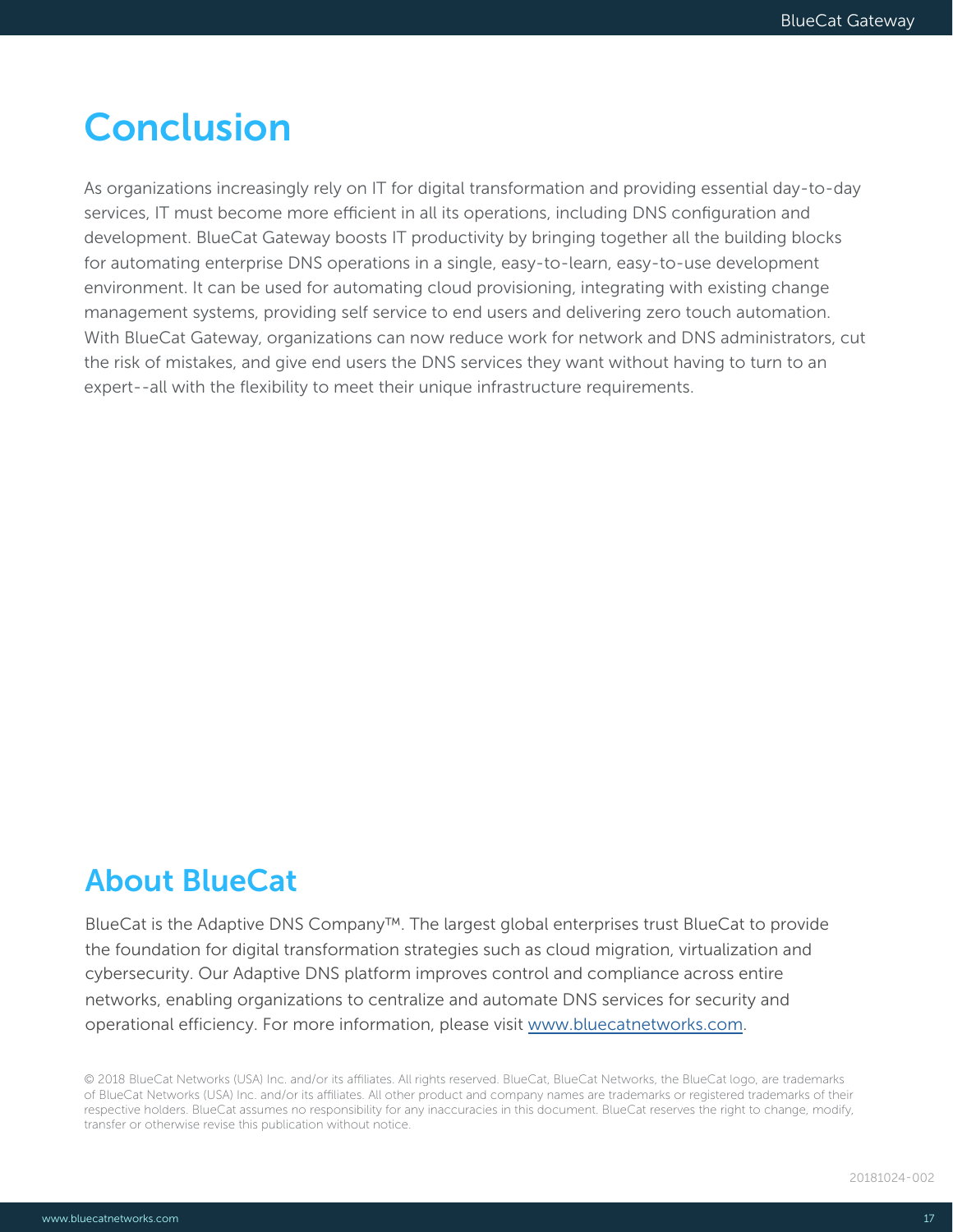# Conclusion

As organizations increasingly rely on IT for digital transformation and providing essential day-to-day services, IT must become more efficient in all its operations, including DNS configuration and development. BlueCat Gateway boosts IT productivity by bringing together all the building blocks for automating enterprise DNS operations in a single, easy-to-learn, easy-to-use development environment. It can be used for automating cloud provisioning, integrating with existing change management systems, providing self service to end users and delivering zero touch automation. With BlueCat Gateway, organizations can now reduce work for network and DNS administrators, cut the risk of mistakes, and give end users the DNS services they want without having to turn to an expert--all with the flexibility to meet their unique infrastructure requirements.

# About BlueCat

BlueCat is the Adaptive DNS Company™. The largest global enterprises trust BlueCat to provide the foundation for digital transformation strategies such as cloud migration, virtualization and cybersecurity. Our Adaptive DNS platform improves control and compliance across entire networks, enabling organizations to centralize and automate DNS services for security and operational efficiency. For more information, please visit [www.bluecatnetworks.com](http://www.bluecatnetworks.com).

© 2018 BlueCat Networks (USA) Inc. and/or its affiliates. All rights reserved. BlueCat, BlueCat Networks, the BlueCat logo, are trademarks of BlueCat Networks (USA) Inc. and/or its affiliates. All other product and company names are trademarks or registered trademarks of their respective holders. BlueCat assumes no responsibility for any inaccuracies in this document. BlueCat reserves the right to change, modify, transfer or otherwise revise this publication without notice.

20181024-002